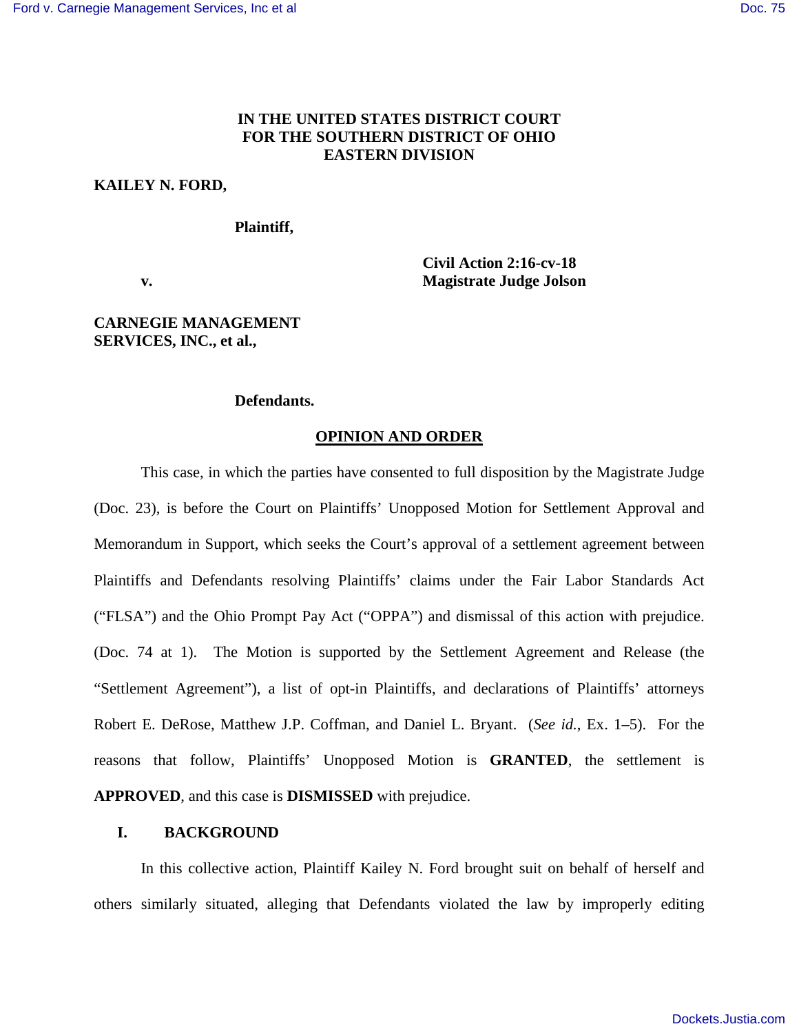**IN THE UNITED STATES DISTRICT COURT**
**FOR THE SOUTHERN DISTRICT OF OHIO**
**EASTERN DIVISION**

**KAILEY N. FORD,**

**Plaintiff,**

**v.**

**Civil Action 2:16-cv-18**
**Magistrate Judge Jolson**

**CARNEGIE MANAGEMENT SERVICES, INC., et al.,**

**Defendants.**

**OPINION AND ORDER**

This case, in which the parties have consented to full disposition by the Magistrate Judge (Doc. 23), is before the Court on Plaintiffs' Unopposed Motion for Settlement Approval and Memorandum in Support, which seeks the Court's approval of a settlement agreement between Plaintiffs and Defendants resolving Plaintiffs' claims under the Fair Labor Standards Act ("FLSA") and the Ohio Prompt Pay Act ("OPPA") and dismissal of this action with prejudice. (Doc. 74 at 1). The Motion is supported by the Settlement Agreement and Release (the "Settlement Agreement"), a list of opt-in Plaintiffs, and declarations of Plaintiffs' attorneys Robert E. DeRose, Matthew J.P. Coffman, and Daniel L. Bryant. (*See id.*, Ex. 1–5). For the reasons that follow, Plaintiffs' Unopposed Motion is **GRANTED**, the settlement is **APPROVED**, and this case is **DISMISSED** with prejudice.

## I. BACKGROUND

In this collective action, Plaintiff Kailey N. Ford brought suit on behalf of herself and others similarly situated, alleging that Defendants violated the law by improperly editing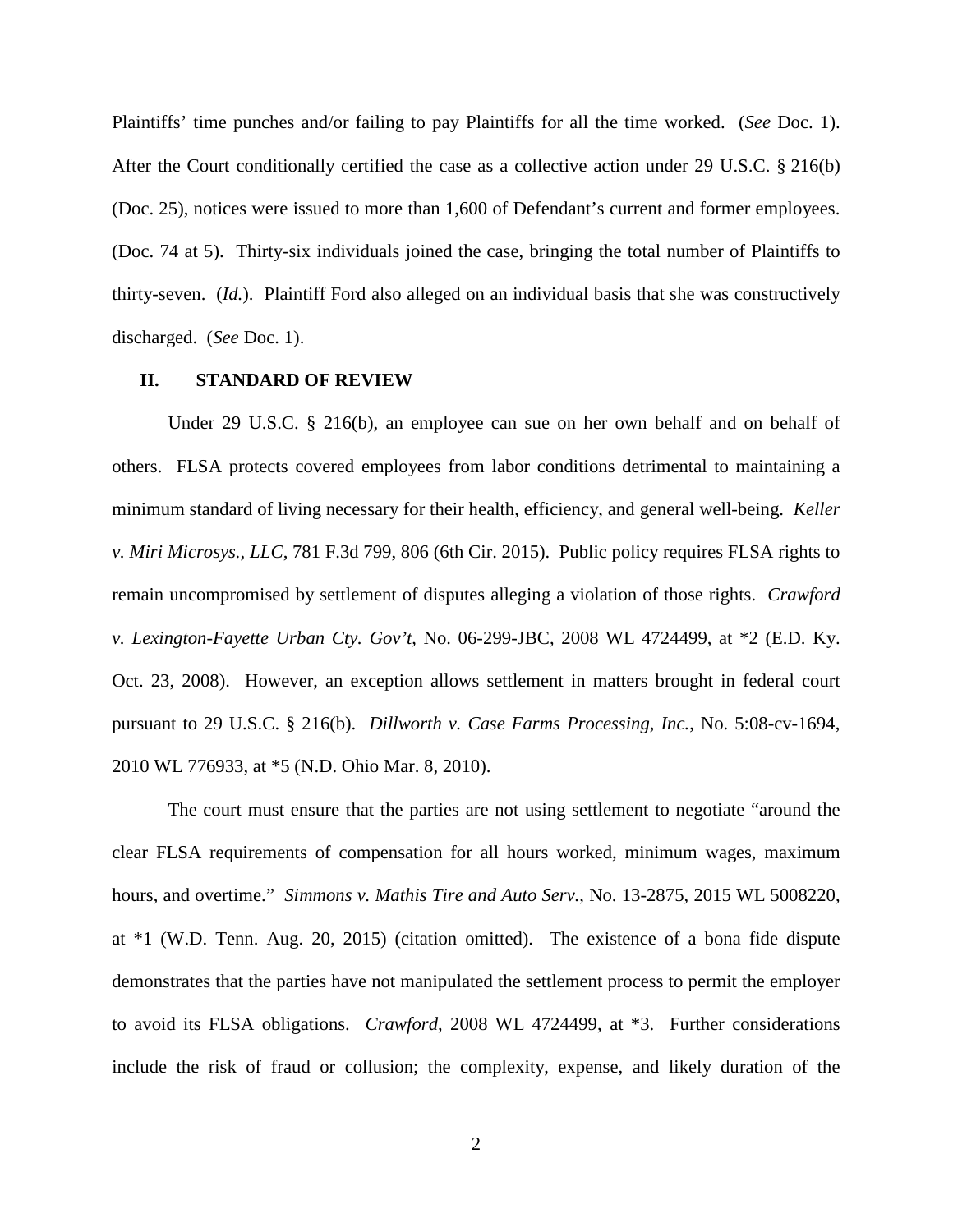Plaintiffs' time punches and/or failing to pay Plaintiffs for all the time worked. (*See* Doc. 1). After the Court conditionally certified the case as a collective action under 29 U.S.C. § 216(b) (Doc. 25), notices were issued to more than 1,600 of Defendant's current and former employees. (Doc. 74 at 5). Thirty-six individuals joined the case, bringing the total number of Plaintiffs to thirty-seven. (*Id.*). Plaintiff Ford also alleged on an individual basis that she was constructively discharged. (*See* Doc. 1).

## II. STANDARD OF REVIEW

Under 29 U.S.C. § 216(b), an employee can sue on her own behalf and on behalf of others. FLSA protects covered employees from labor conditions detrimental to maintaining a minimum standard of living necessary for their health, efficiency, and general well-being. *Keller v. Miri Microsys., LLC*, 781 F.3d 799, 806 (6th Cir. 2015). Public policy requires FLSA rights to remain uncompromised by settlement of disputes alleging a violation of those rights. *Crawford v. Lexington-Fayette Urban Cty. Gov't*, No. 06-299-JBC, 2008 WL 4724499, at *2 (E.D. Ky. Oct. 23, 2008). However, an exception allows settlement in matters brought in federal court pursuant to 29 U.S.C. § 216(b). *Dillworth v. Case Farms Processing, Inc.*, No. 5:08-cv-1694, 2010 WL 776933, at *5 (N.D. Ohio Mar. 8, 2010).

The court must ensure that the parties are not using settlement to negotiate "around the clear FLSA requirements of compensation for all hours worked, minimum wages, maximum hours, and overtime." *Simmons v. Mathis Tire and Auto Serv.*, No. 13-2875, 2015 WL 5008220, at *1 (W.D. Tenn. Aug. 20, 2015) (citation omitted). The existence of a bona fide dispute demonstrates that the parties have not manipulated the settlement process to permit the employer to avoid its FLSA obligations. *Crawford*, 2008 WL 4724499, at *3. Further considerations include the risk of fraud or collusion; the complexity, expense, and likely duration of the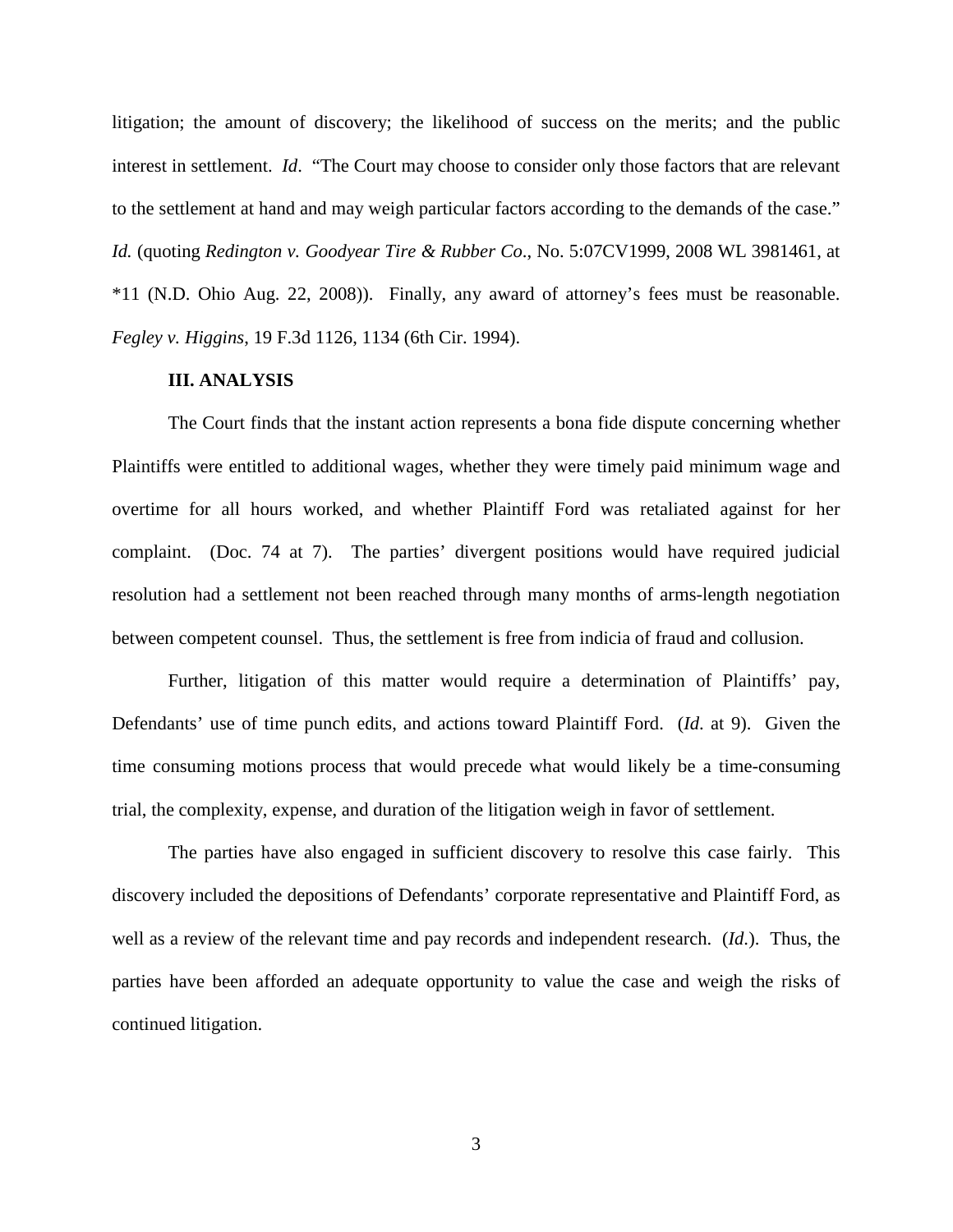litigation; the amount of discovery; the likelihood of success on the merits; and the public interest in settlement. *Id*. "The Court may choose to consider only those factors that are relevant to the settlement at hand and may weigh particular factors according to the demands of the case." *Id.* (quoting *Redington v. Goodyear Tire & Rubber Co*., No. 5:07CV1999, 2008 WL 3981461, at *11 (N.D. Ohio Aug. 22, 2008)). Finally, any award of attorney's fees must be reasonable. *Fegley v. Higgins*, 19 F.3d 1126, 1134 (6th Cir. 1994).

### III. ANALYSIS

The Court finds that the instant action represents a bona fide dispute concerning whether Plaintiffs were entitled to additional wages, whether they were timely paid minimum wage and overtime for all hours worked, and whether Plaintiff Ford was retaliated against for her complaint. (Doc. 74 at 7). The parties' divergent positions would have required judicial resolution had a settlement not been reached through many months of arms-length negotiation between competent counsel. Thus, the settlement is free from indicia of fraud and collusion.

Further, litigation of this matter would require a determination of Plaintiffs' pay, Defendants' use of time punch edits, and actions toward Plaintiff Ford. (*Id*. at 9). Given the time consuming motions process that would precede what would likely be a time-consuming trial, the complexity, expense, and duration of the litigation weigh in favor of settlement.

The parties have also engaged in sufficient discovery to resolve this case fairly. This discovery included the depositions of Defendants' corporate representative and Plaintiff Ford, as well as a review of the relevant time and pay records and independent research. (*Id*.). Thus, the parties have been afforded an adequate opportunity to value the case and weigh the risks of continued litigation.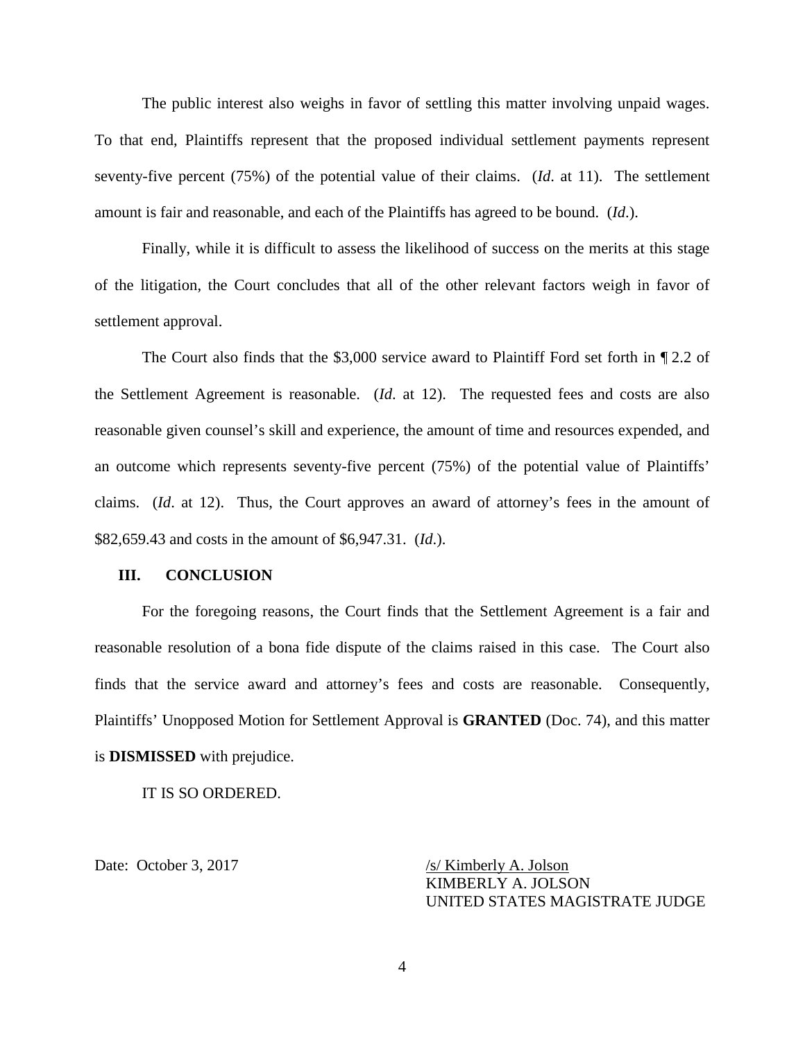The public interest also weighs in favor of settling this matter involving unpaid wages. To that end, Plaintiffs represent that the proposed individual settlement payments represent seventy-five percent (75%) of the potential value of their claims. (*Id*. at 11). The settlement amount is fair and reasonable, and each of the Plaintiffs has agreed to be bound. (*Id*.).

Finally, while it is difficult to assess the likelihood of success on the merits at this stage of the litigation, the Court concludes that all of the other relevant factors weigh in favor of settlement approval.

The Court also finds that the $3,000 service award to Plaintiff Ford set forth in ¶ 2.2 of the Settlement Agreement is reasonable. (*Id*. at 12). The requested fees and costs are also reasonable given counsel's skill and experience, the amount of time and resources expended, and an outcome which represents seventy-five percent (75%) of the potential value of Plaintiffs' claims. (*Id*. at 12). Thus, the Court approves an award of attorney's fees in the amount of $82,659.43 and costs in the amount of $6,947.31. (*Id*.).

## III. CONCLUSION

For the foregoing reasons, the Court finds that the Settlement Agreement is a fair and reasonable resolution of a bona fide dispute of the claims raised in this case. The Court also finds that the service award and attorney's fees and costs are reasonable. Consequently, Plaintiffs' Unopposed Motion for Settlement Approval is **GRANTED** (Doc. 74), and this matter is **DISMISSED** with prejudice.

IT IS SO ORDERED.

Date: October 3, 2017

/s/ Kimberly A. Jolson
KIMBERLY A. JOLSON
UNITED STATES MAGISTRATE JUDGE